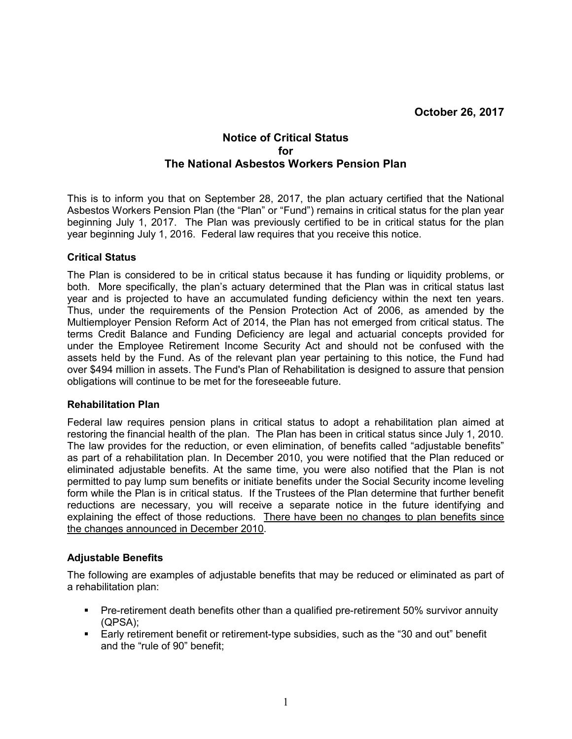**October 26, 2017**

# Notice of Critical Status for The National Asbestos Workers Pension Plan

This is to inform you that on September 28, 2017, the plan actuary certified that the National Asbestos Workers Pension Plan (the "Plan" or "Fund") remains in critical status for the plan year beginning July 1, 2017. The Plan was previously certified to be in critical status for the plan year beginning July 1, 2016. Federal law requires that you receive this notice.

## Critical Status

The Plan is considered to be in critical status because it has funding or liquidity problems, or both. More specifically, the plan's actuary determined that the Plan was in critical status last year and is projected to have an accumulated funding deficiency within the next ten years. Thus, under the requirements of the Pension Protection Act of 2006, as amended by the Multiemployer Pension Reform Act of 2014, the Plan has not emerged from critical status. The terms Credit Balance and Funding Deficiency are legal and actuarial concepts provided for under the Employee Retirement Income Security Act and should not be confused with the assets held by the Fund. As of the relevant plan year pertaining to this notice, the Fund had over $494 million in assets. The Fund's Plan of Rehabilitation is designed to assure that pension obligations will continue to be met for the foreseeable future.

## Rehabilitation Plan

Federal law requires pension plans in critical status to adopt a rehabilitation plan aimed at restoring the financial health of the plan. The Plan has been in critical status since July 1, 2010. The law provides for the reduction, or even elimination, of benefits called "adjustable benefits" as part of a rehabilitation plan. In December 2010, you were notified that the Plan reduced or eliminated adjustable benefits. At the same time, you were also notified that the Plan is not permitted to pay lump sum benefits or initiate benefits under the Social Security income leveling form while the Plan is in critical status. If the Trustees of the Plan determine that further benefit reductions are necessary, you will receive a separate notice in the future identifying and explaining the effect of those reductions. <u>There have been no changes to plan benefits since the changes announced in December 2010</u>.

## Adjustable Benefits

The following are examples of adjustable benefits that may be reduced or eliminated as part of a rehabilitation plan:

- Pre-retirement death benefits other than a qualified pre-retirement 50% survivor annuity (QPSA);
- Early retirement benefit or retirement-type subsidies, such as the "30 and out" benefit and the "rule of 90" benefit;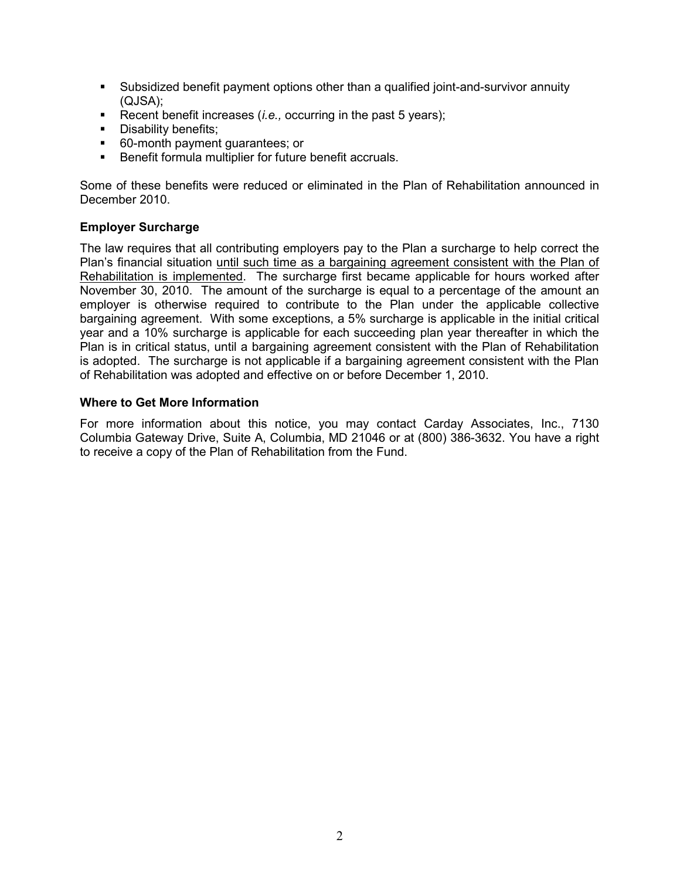- Subsidized benefit payment options other than a qualified joint-and-survivor annuity (QJSA);
- Recent benefit increases (*i.e.,* occurring in the past 5 years);
- Disability benefits;
- 60-month payment guarantees; or
- Benefit formula multiplier for future benefit accruals.

Some of these benefits were reduced or eliminated in the Plan of Rehabilitation announced in December 2010.

### Employer Surcharge

The law requires that all contributing employers pay to the Plan a surcharge to help correct the Plan's financial situation <u>until such time as a bargaining agreement consistent with the Plan of Rehabilitation is implemented</u>. The surcharge first became applicable for hours worked after November 30, 2010. The amount of the surcharge is equal to a percentage of the amount an employer is otherwise required to contribute to the Plan under the applicable collective bargaining agreement. With some exceptions, a 5% surcharge is applicable in the initial critical year and a 10% surcharge is applicable for each succeeding plan year thereafter in which the Plan is in critical status, until a bargaining agreement consistent with the Plan of Rehabilitation is adopted. The surcharge is not applicable if a bargaining agreement consistent with the Plan of Rehabilitation was adopted and effective on or before December 1, 2010.

### Where to Get More Information

For more information about this notice, you may contact Carday Associates, Inc., 7130 Columbia Gateway Drive, Suite A, Columbia, MD 21046 or at (800) 386-3632. You have a right to receive a copy of the Plan of Rehabilitation from the Fund.